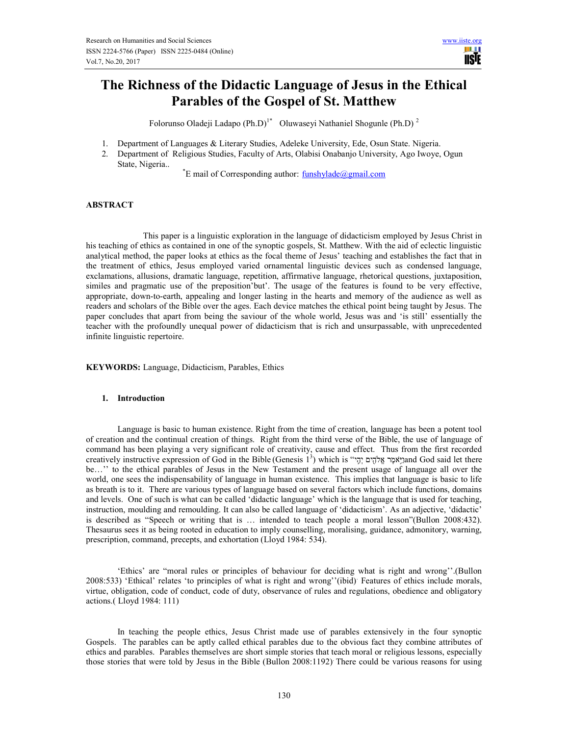# The Richness of the Didactic Language of Jesus in the Ethical Parables of the Gospel of St. Matthew

Folorunso Oladeji Ladapo (Ph.D)[1*] Oluwaseyi Nathaniel Shogunle (Ph.D) [2]

1. Department of Languages & Literary Studies, Adeleke University, Ede, Osun State. Nigeria.
2. Department of Religious Studies, Faculty of Arts, Olabisi Onabanjo University, Ago Iwoye, Ogun State, Nigeria..

[*]E mail of Corresponding author: funshylade@gmail.com

**ABSTRACT**

This paper is a linguistic exploration in the language of didacticism employed by Jesus Christ in his teaching of ethics as contained in one of the synoptic gospels, St. Matthew. With the aid of eclectic linguistic analytical method, the paper looks at ethics as the focal theme of Jesus' teaching and establishes the fact that in the treatment of ethics, Jesus employed varied ornamental linguistic devices such as condensed language, exclamations, allusions, dramatic language, repetition, affirmative language, rhetorical questions, juxtaposition, similes and pragmatic use of the preposition'but'. The usage of the features is found to be very effective, appropriate, down-to-earth, appealing and longer lasting in the hearts and memory of the audience as well as readers and scholars of the Bible over the ages. Each device matches the ethical point being taught by Jesus. The paper concludes that apart from being the saviour of the whole world, Jesus was and 'is still' essentially the teacher with the profoundly unequal power of didacticism that is rich and unsurpassable, with unprecedented infinite linguistic repertoire.

**KEYWORDS:** Language, Didacticism, Parables, Ethics

## 1. Introduction

Language is basic to human existence. Right from the time of creation, language has been a potent tool of creation and the continual creation of things. Right from the third verse of the Bible, the use of language of command has been playing a very significant role of creativity, cause and effect. Thus from the first recorded creatively instructive expression of God in the Bible (Genesis 1[3]) which is "וַיֹּאמֶר אֱלֹהִים יְהִי and God said let there be…'' to the ethical parables of Jesus in the New Testament and the present usage of language all over the world, one sees the indispensability of language in human existence. This implies that language is basic to life as breath is to it. There are various types of language based on several factors which include functions, domains and levels. One of such is what can be called 'didactic language' which is the language that is used for teaching, instruction, moulding and remoulding. It can also be called language of 'didacticism'. As an adjective, 'didactic' is described as "Speech or writing that is … intended to teach people a moral lesson"(Bullon 2008:432). Thesaurus sees it as being rooted in education to imply counselling, moralising, guidance, admonitory, warning, prescription, command, precepts, and exhortation (Lloyd 1984: 534).

'Ethics' are "moral rules or principles of behaviour for deciding what is right and wrong''.(Bullon 2008:533) 'Ethical' relates 'to principles of what is right and wrong''(ibid). Features of ethics include morals, virtue, obligation, code of conduct, code of duty, observance of rules and regulations, obedience and obligatory actions.( Lloyd 1984: 111)

In teaching the people ethics, Jesus Christ made use of parables extensively in the four synoptic Gospels. The parables can be aptly called ethical parables due to the obvious fact they combine attributes of ethics and parables. Parables themselves are short simple stories that teach moral or religious lessons, especially those stories that were told by Jesus in the Bible (Bullon 2008:1192). There could be various reasons for using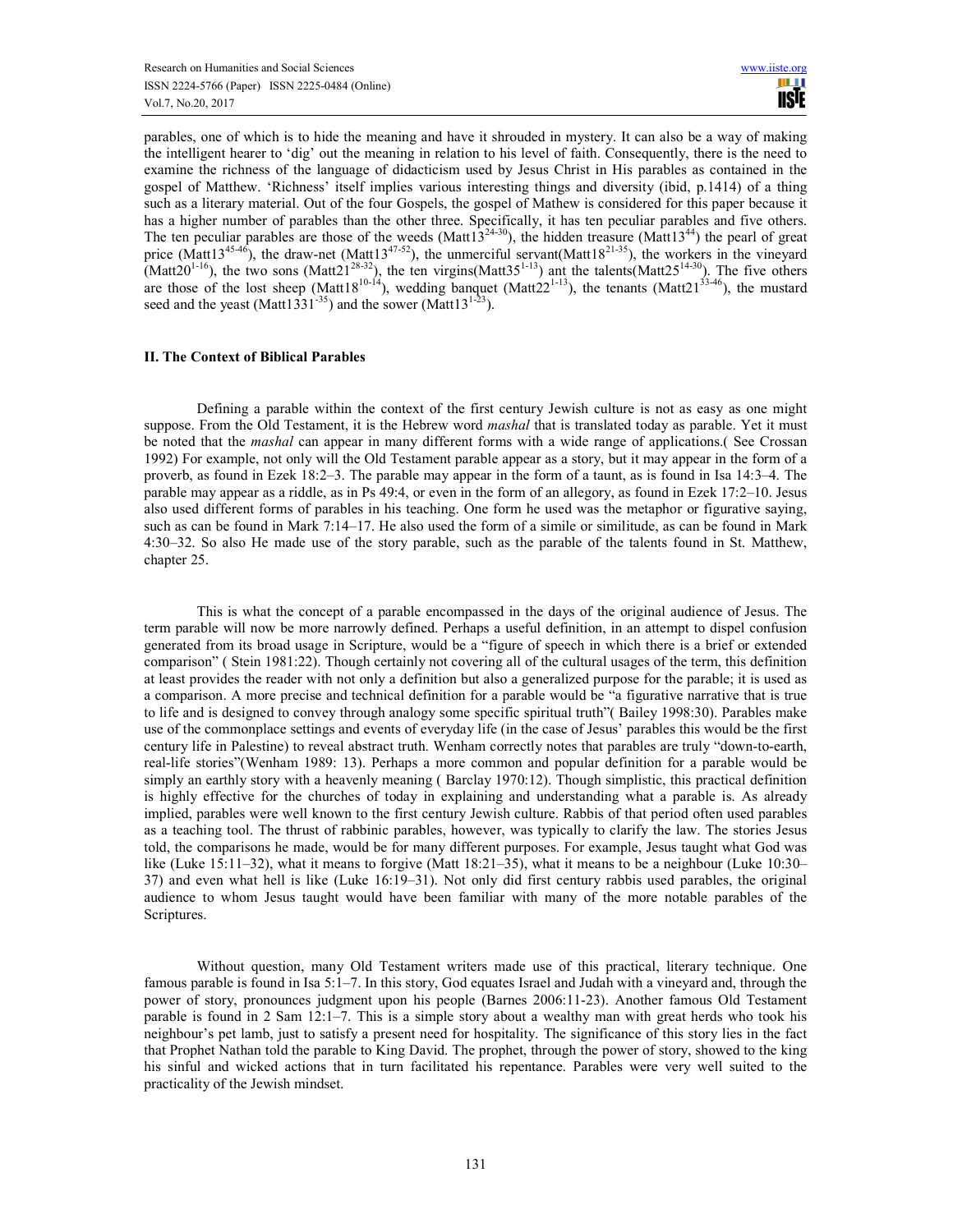parables, one of which is to hide the meaning and have it shrouded in mystery. It can also be a way of making the intelligent hearer to 'dig' out the meaning in relation to his level of faith. Consequently, there is the need to examine the richness of the language of didacticism used by Jesus Christ in His parables as contained in the gospel of Matthew. 'Richness' itself implies various interesting things and diversity (ibid, p.1414) of a thing such as a literary material. Out of the four Gospels, the gospel of Mathew is considered for this paper because it has a higher number of parables than the other three. Specifically, it has ten peculiar parables and five others. The ten peculiar parables are those of the weeds (Matt13[24-30]), the hidden treasure (Matt13[44]) the pearl of great price (Matt13[45-46]), the draw-net (Matt13[47-52]), the unmerciful servant(Matt18[21-35]), the workers in the vineyard (Matt20[1-16]), the two sons (Matt21[28-32]), the ten virgins(Matt35[1-13]) ant the talents(Matt25[14-30]). The five others are those of the lost sheep (Matt18[10-14]), wedding banquet (Matt22[1-13]), the tenants (Matt21[33-46]), the mustard seed and the yeast (Matt1331[-35]) and the sower (Matt13[1-23]).

## II. The Context of Biblical Parables

Defining a parable within the context of the first century Jewish culture is not as easy as one might suppose. From the Old Testament, it is the Hebrew word *mashal* that is translated today as parable. Yet it must be noted that the *mashal* can appear in many different forms with a wide range of applications.( See Crossan 1992) For example, not only will the Old Testament parable appear as a story, but it may appear in the form of a proverb, as found in Ezek 18:2–3. The parable may appear in the form of a taunt, as is found in Isa 14:3–4. The parable may appear as a riddle, as in Ps 49:4, or even in the form of an allegory, as found in Ezek 17:2–10. Jesus also used different forms of parables in his teaching. One form he used was the metaphor or figurative saying, such as can be found in Mark 7:14–17. He also used the form of a simile or similitude, as can be found in Mark 4:30–32. So also He made use of the story parable, such as the parable of the talents found in St. Matthew, chapter 25.

This is what the concept of a parable encompassed in the days of the original audience of Jesus. The term parable will now be more narrowly defined. Perhaps a useful definition, in an attempt to dispel confusion generated from its broad usage in Scripture, would be a "figure of speech in which there is a brief or extended comparison" ( Stein 1981:22). Though certainly not covering all of the cultural usages of the term, this definition at least provides the reader with not only a definition but also a generalized purpose for the parable; it is used as a comparison. A more precise and technical definition for a parable would be "a figurative narrative that is true to life and is designed to convey through analogy some specific spiritual truth"( Bailey 1998:30). Parables make use of the commonplace settings and events of everyday life (in the case of Jesus' parables this would be the first century life in Palestine) to reveal abstract truth. Wenham correctly notes that parables are truly "down-to-earth, real-life stories"(Wenham 1989: 13). Perhaps a more common and popular definition for a parable would be simply an earthly story with a heavenly meaning ( Barclay 1970:12). Though simplistic, this practical definition is highly effective for the churches of today in explaining and understanding what a parable is. As already implied, parables were well known to the first century Jewish culture. Rabbis of that period often used parables as a teaching tool. The thrust of rabbinic parables, however, was typically to clarify the law. The stories Jesus told, the comparisons he made, would be for many different purposes. For example, Jesus taught what God was like (Luke 15:11–32), what it means to forgive (Matt 18:21–35), what it means to be a neighbour (Luke 10:30–37) and even what hell is like (Luke 16:19–31). Not only did first century rabbis used parables, the original audience to whom Jesus taught would have been familiar with many of the more notable parables of the Scriptures.

Without question, many Old Testament writers made use of this practical, literary technique. One famous parable is found in Isa 5:1–7. In this story, God equates Israel and Judah with a vineyard and, through the power of story, pronounces judgment upon his people (Barnes 2006:11-23). Another famous Old Testament parable is found in 2 Sam 12:1–7. This is a simple story about a wealthy man with great herds who took his neighbour's pet lamb, just to satisfy a present need for hospitality. The significance of this story lies in the fact that Prophet Nathan told the parable to King David. The prophet, through the power of story, showed to the king his sinful and wicked actions that in turn facilitated his repentance. Parables were very well suited to the practicality of the Jewish mindset.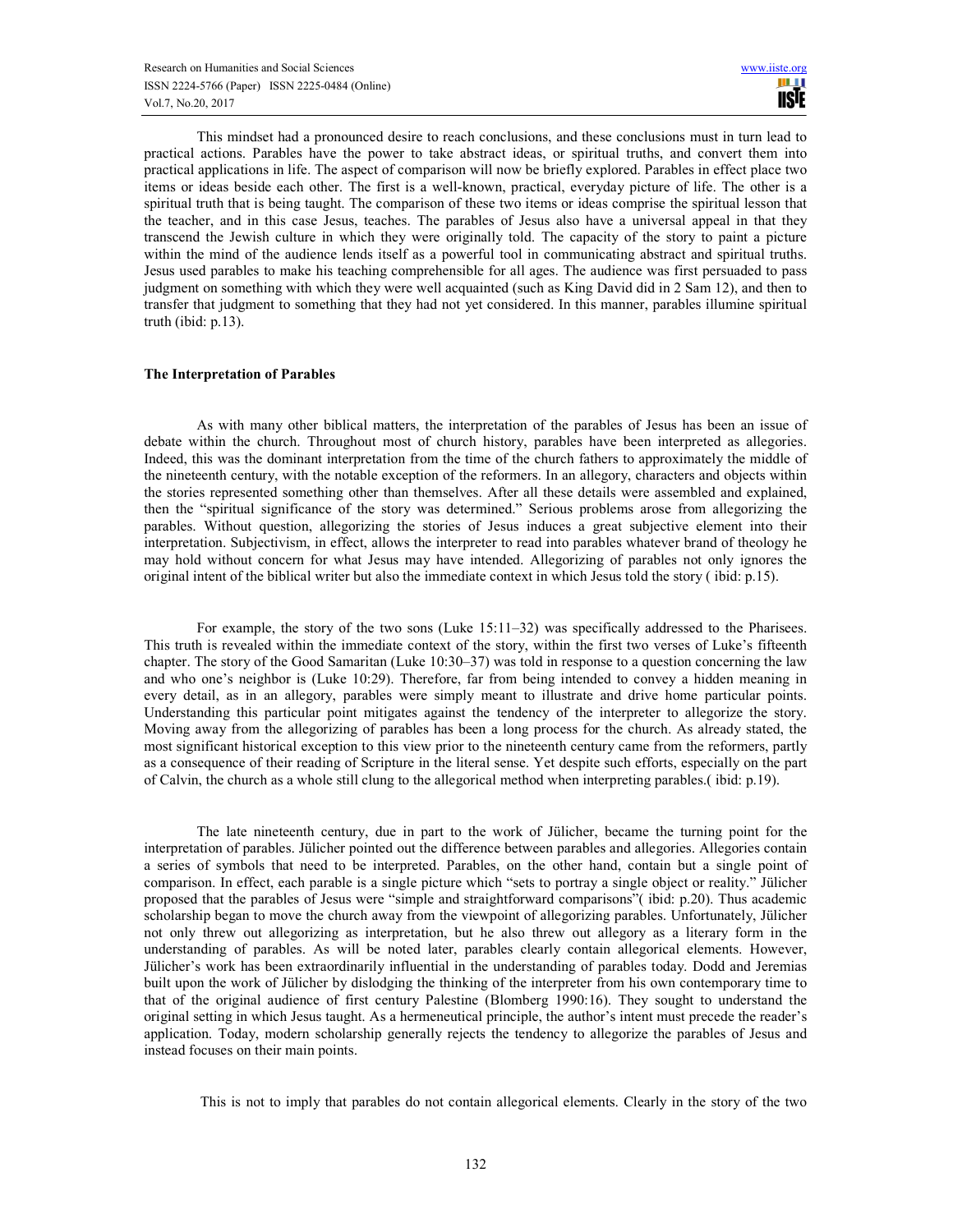This mindset had a pronounced desire to reach conclusions, and these conclusions must in turn lead to practical actions. Parables have the power to take abstract ideas, or spiritual truths, and convert them into practical applications in life. The aspect of comparison will now be briefly explored. Parables in effect place two items or ideas beside each other. The first is a well-known, practical, everyday picture of life. The other is a spiritual truth that is being taught. The comparison of these two items or ideas comprise the spiritual lesson that the teacher, and in this case Jesus, teaches. The parables of Jesus also have a universal appeal in that they transcend the Jewish culture in which they were originally told. The capacity of the story to paint a picture within the mind of the audience lends itself as a powerful tool in communicating abstract and spiritual truths. Jesus used parables to make his teaching comprehensible for all ages. The audience was first persuaded to pass judgment on something with which they were well acquainted (such as King David did in 2 Sam 12), and then to transfer that judgment to something that they had not yet considered. In this manner, parables illumine spiritual truth (ibid: p.13).

**The Interpretation of Parables**

As with many other biblical matters, the interpretation of the parables of Jesus has been an issue of debate within the church. Throughout most of church history, parables have been interpreted as allegories. Indeed, this was the dominant interpretation from the time of the church fathers to approximately the middle of the nineteenth century, with the notable exception of the reformers. In an allegory, characters and objects within the stories represented something other than themselves. After all these details were assembled and explained, then the "spiritual significance of the story was determined." Serious problems arose from allegorizing the parables. Without question, allegorizing the stories of Jesus induces a great subjective element into their interpretation. Subjectivism, in effect, allows the interpreter to read into parables whatever brand of theology he may hold without concern for what Jesus may have intended. Allegorizing of parables not only ignores the original intent of the biblical writer but also the immediate context in which Jesus told the story ( ibid: p.15).

For example, the story of the two sons (Luke 15:11–32) was specifically addressed to the Pharisees. This truth is revealed within the immediate context of the story, within the first two verses of Luke's fifteenth chapter. The story of the Good Samaritan (Luke 10:30–37) was told in response to a question concerning the law and who one's neighbor is (Luke 10:29). Therefore, far from being intended to convey a hidden meaning in every detail, as in an allegory, parables were simply meant to illustrate and drive home particular points. Understanding this particular point mitigates against the tendency of the interpreter to allegorize the story. Moving away from the allegorizing of parables has been a long process for the church. As already stated, the most significant historical exception to this view prior to the nineteenth century came from the reformers, partly as a consequence of their reading of Scripture in the literal sense. Yet despite such efforts, especially on the part of Calvin, the church as a whole still clung to the allegorical method when interpreting parables.( ibid: p.19).

The late nineteenth century, due in part to the work of Jülicher, became the turning point for the interpretation of parables. Jülicher pointed out the difference between parables and allegories. Allegories contain a series of symbols that need to be interpreted. Parables, on the other hand, contain but a single point of comparison. In effect, each parable is a single picture which "sets to portray a single object or reality." Jülicher proposed that the parables of Jesus were "simple and straightforward comparisons"( ibid: p.20). Thus academic scholarship began to move the church away from the viewpoint of allegorizing parables. Unfortunately, Jülicher not only threw out allegorizing as interpretation, but he also threw out allegory as a literary form in the understanding of parables. As will be noted later, parables clearly contain allegorical elements. However, Jülicher's work has been extraordinarily influential in the understanding of parables today. Dodd and Jeremias built upon the work of Jülicher by dislodging the thinking of the interpreter from his own contemporary time to that of the original audience of first century Palestine (Blomberg 1990:16). They sought to understand the original setting in which Jesus taught. As a hermeneutical principle, the author's intent must precede the reader's application. Today, modern scholarship generally rejects the tendency to allegorize the parables of Jesus and instead focuses on their main points.

This is not to imply that parables do not contain allegorical elements. Clearly in the story of the two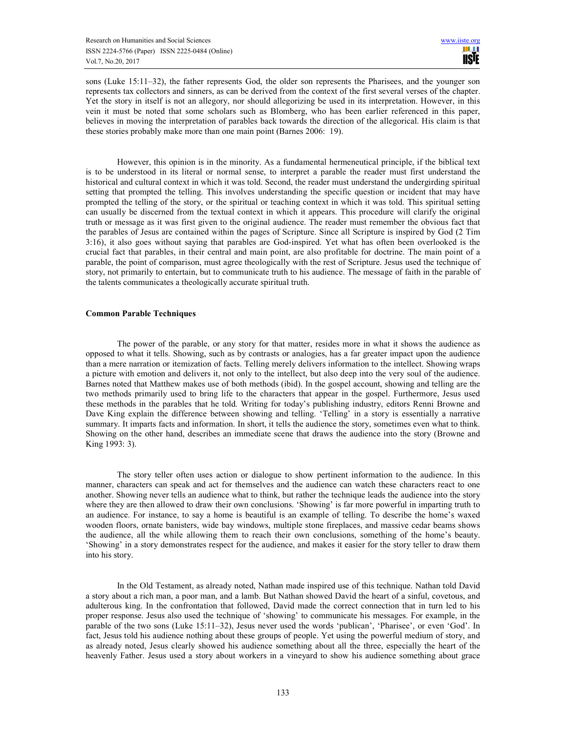sons (Luke 15:11–32), the father represents God, the older son represents the Pharisees, and the younger son represents tax collectors and sinners, as can be derived from the context of the first several verses of the chapter. Yet the story in itself is not an allegory, nor should allegorizing be used in its interpretation. However, in this vein it must be noted that some scholars such as Blomberg, who has been earlier referenced in this paper, believes in moving the interpretation of parables back towards the direction of the allegorical. His claim is that these stories probably make more than one main point (Barnes 2006: 19).

However, this opinion is in the minority. As a fundamental hermeneutical principle, if the biblical text is to be understood in its literal or normal sense, to interpret a parable the reader must first understand the historical and cultural context in which it was told. Second, the reader must understand the undergirding spiritual setting that prompted the telling. This involves understanding the specific question or incident that may have prompted the telling of the story, or the spiritual or teaching context in which it was told. This spiritual setting can usually be discerned from the textual context in which it appears. This procedure will clarify the original truth or message as it was first given to the original audience. The reader must remember the obvious fact that the parables of Jesus are contained within the pages of Scripture. Since all Scripture is inspired by God (2 Tim 3:16), it also goes without saying that parables are God-inspired. Yet what has often been overlooked is the crucial fact that parables, in their central and main point, are also profitable for doctrine. The main point of a parable, the point of comparison, must agree theologically with the rest of Scripture. Jesus used the technique of story, not primarily to entertain, but to communicate truth to his audience. The message of faith in the parable of the talents communicates a theologically accurate spiritual truth.

**Common Parable Techniques**

The power of the parable, or any story for that matter, resides more in what it shows the audience as opposed to what it tells. Showing, such as by contrasts or analogies, has a far greater impact upon the audience than a mere narration or itemization of facts. Telling merely delivers information to the intellect. Showing wraps a picture with emotion and delivers it, not only to the intellect, but also deep into the very soul of the audience. Barnes noted that Matthew makes use of both methods (ibid). In the gospel account, showing and telling are the two methods primarily used to bring life to the characters that appear in the gospel. Furthermore, Jesus used these methods in the parables that he told. Writing for today's publishing industry, editors Renni Browne and Dave King explain the difference between showing and telling. 'Telling' in a story is essentially a narrative summary. It imparts facts and information. In short, it tells the audience the story, sometimes even what to think. Showing on the other hand, describes an immediate scene that draws the audience into the story (Browne and King 1993: 3).

The story teller often uses action or dialogue to show pertinent information to the audience. In this manner, characters can speak and act for themselves and the audience can watch these characters react to one another. Showing never tells an audience what to think, but rather the technique leads the audience into the story where they are then allowed to draw their own conclusions. 'Showing' is far more powerful in imparting truth to an audience. For instance, to say a home is beautiful is an example of telling. To describe the home's waxed wooden floors, ornate banisters, wide bay windows, multiple stone fireplaces, and massive cedar beams shows the audience, all the while allowing them to reach their own conclusions, something of the home's beauty. 'Showing' in a story demonstrates respect for the audience, and makes it easier for the story teller to draw them into his story.

In the Old Testament, as already noted, Nathan made inspired use of this technique. Nathan told David a story about a rich man, a poor man, and a lamb. But Nathan showed David the heart of a sinful, covetous, and adulterous king. In the confrontation that followed, David made the correct connection that in turn led to his proper response. Jesus also used the technique of 'showing' to communicate his messages. For example, in the parable of the two sons (Luke 15:11–32), Jesus never used the words 'publican', 'Pharisee', or even 'God'. In fact, Jesus told his audience nothing about these groups of people. Yet using the powerful medium of story, and as already noted, Jesus clearly showed his audience something about all the three, especially the heart of the heavenly Father. Jesus used a story about workers in a vineyard to show his audience something about grace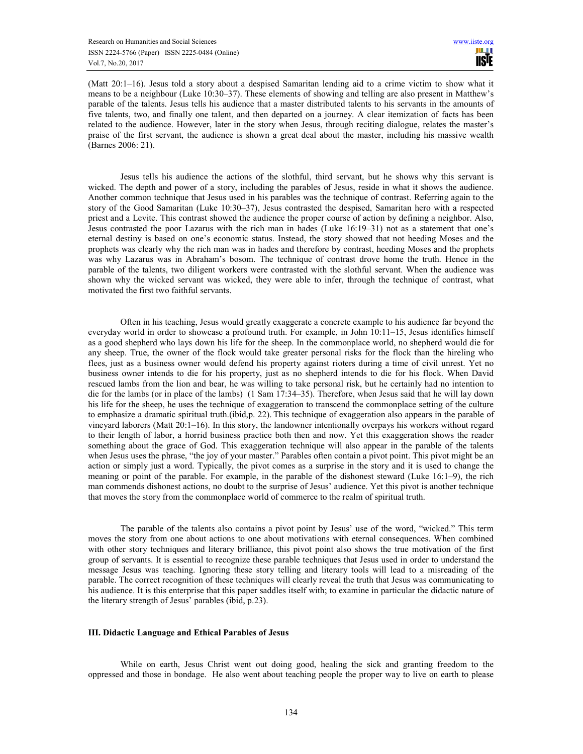(Matt 20:1–16). Jesus told a story about a despised Samaritan lending aid to a crime victim to show what it means to be a neighbour (Luke 10:30–37). These elements of showing and telling are also present in Matthew's parable of the talents. Jesus tells his audience that a master distributed talents to his servants in the amounts of five talents, two, and finally one talent, and then departed on a journey. A clear itemization of facts has been related to the audience. However, later in the story when Jesus, through reciting dialogue, relates the master's praise of the first servant, the audience is shown a great deal about the master, including his massive wealth (Barnes 2006: 21).

Jesus tells his audience the actions of the slothful, third servant, but he shows why this servant is wicked. The depth and power of a story, including the parables of Jesus, reside in what it shows the audience. Another common technique that Jesus used in his parables was the technique of contrast. Referring again to the story of the Good Samaritan (Luke 10:30–37), Jesus contrasted the despised, Samaritan hero with a respected priest and a Levite. This contrast showed the audience the proper course of action by defining a neighbor. Also, Jesus contrasted the poor Lazarus with the rich man in hades (Luke 16:19–31) not as a statement that one's eternal destiny is based on one's economic status. Instead, the story showed that not heeding Moses and the prophets was clearly why the rich man was in hades and therefore by contrast, heeding Moses and the prophets was why Lazarus was in Abraham's bosom. The technique of contrast drove home the truth. Hence in the parable of the talents, two diligent workers were contrasted with the slothful servant. When the audience was shown why the wicked servant was wicked, they were able to infer, through the technique of contrast, what motivated the first two faithful servants.

Often in his teaching, Jesus would greatly exaggerate a concrete example to his audience far beyond the everyday world in order to showcase a profound truth. For example, in John 10:11–15, Jesus identifies himself as a good shepherd who lays down his life for the sheep. In the commonplace world, no shepherd would die for any sheep. True, the owner of the flock would take greater personal risks for the flock than the hireling who flees, just as a business owner would defend his property against rioters during a time of civil unrest. Yet no business owner intends to die for his property, just as no shepherd intends to die for his flock. When David rescued lambs from the lion and bear, he was willing to take personal risk, but he certainly had no intention to die for the lambs (or in place of the lambs) (1 Sam 17:34–35). Therefore, when Jesus said that he will lay down his life for the sheep, he uses the technique of exaggeration to transcend the commonplace setting of the culture to emphasize a dramatic spiritual truth.(ibid,p. 22). This technique of exaggeration also appears in the parable of vineyard laborers (Matt 20:1–16). In this story, the landowner intentionally overpays his workers without regard to their length of labor, a horrid business practice both then and now. Yet this exaggeration shows the reader something about the grace of God. This exaggeration technique will also appear in the parable of the talents when Jesus uses the phrase, "the joy of your master." Parables often contain a pivot point. This pivot might be an action or simply just a word. Typically, the pivot comes as a surprise in the story and it is used to change the meaning or point of the parable. For example, in the parable of the dishonest steward (Luke 16:1–9), the rich man commends dishonest actions, no doubt to the surprise of Jesus' audience. Yet this pivot is another technique that moves the story from the commonplace world of commerce to the realm of spiritual truth.

The parable of the talents also contains a pivot point by Jesus' use of the word, "wicked." This term moves the story from one about actions to one about motivations with eternal consequences. When combined with other story techniques and literary brilliance, this pivot point also shows the true motivation of the first group of servants. It is essential to recognize these parable techniques that Jesus used in order to understand the message Jesus was teaching. Ignoring these story telling and literary tools will lead to a misreading of the parable. The correct recognition of these techniques will clearly reveal the truth that Jesus was communicating to his audience. It is this enterprise that this paper saddles itself with; to examine in particular the didactic nature of the literary strength of Jesus' parables (ibid, p.23).

### III. Didactic Language and Ethical Parables of Jesus

While on earth, Jesus Christ went out doing good, healing the sick and granting freedom to the oppressed and those in bondage. He also went about teaching people the proper way to live on earth to please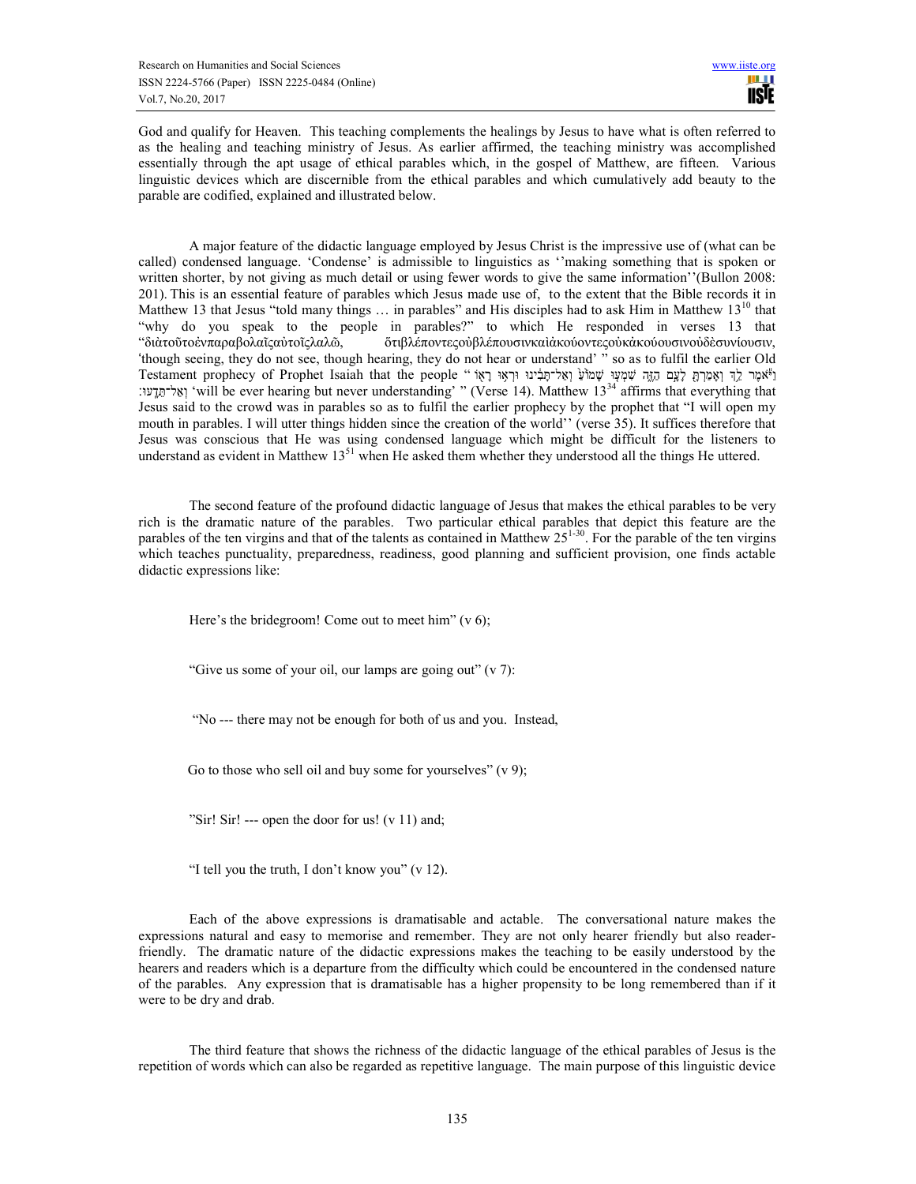God and qualify for Heaven. This teaching complements the healings by Jesus to have what is often referred to as the healing and teaching ministry of Jesus. As earlier affirmed, the teaching ministry was accomplished essentially through the apt usage of ethical parables which, in the gospel of Matthew, are fifteen. Various linguistic devices which are discernible from the ethical parables and which cumulatively add beauty to the parable are codified, explained and illustrated below.

A major feature of the didactic language employed by Jesus Christ is the impressive use of (what can be called) condensed language. 'Condense' is admissible to linguistics as ''making something that is spoken or written shorter, by not giving as much detail or using fewer words to give the same information''(Bullon 2008: 201). This is an essential feature of parables which Jesus made use of, to the extent that the Bible records it in Matthew 13 that Jesus "told many things … in parables" and His disciples had to ask Him in Matthew 13[10] that "why do you speak to the people in parables?" to which He responded in verses 13 that "διὰτοῦτοἐνπαραβολαῖςαὐτοῖςλαλῶ, ὅτιβλέποντεςοὐβλέπουσινκαὶἀκούοντεςοὐκἀκούουσινοὐδὲσυνίουσιν, 'though seeing, they do not see, though hearing, they do not hear or understand' " so as to fulfil the earlier Old Testament prophecy of Prophet Isaiah that the people " וַיֹּ֕אמֶר לֵ֖ךְ וְאָמַרְתָּ֣ לָעָ֣ם הַזֶּ֑ה שִׁמְע֤וּ שָׁמ֙וֹעַ֙ וְאַל־תָּבִ֔ינוּ וּרְא֥וּ רָא֖וֹ וְאַל־תֵּדָֽעוּ׃ 'will be ever hearing but never understanding' " (Verse 14). Matthew 13[34] affirms that everything that Jesus said to the crowd was in parables so as to fulfil the earlier prophecy by the prophet that "I will open my mouth in parables. I will utter things hidden since the creation of the world'' (verse 35). It suffices therefore that Jesus was conscious that He was using condensed language which might be difficult for the listeners to understand as evident in Matthew 13[51] when He asked them whether they understood all the things He uttered.

The second feature of the profound didactic language of Jesus that makes the ethical parables to be very rich is the dramatic nature of the parables. Two particular ethical parables that depict this feature are the parables of the ten virgins and that of the talents as contained in Matthew 25[1-30]. For the parable of the ten virgins which teaches punctuality, preparedness, readiness, good planning and sufficient provision, one finds actable didactic expressions like:

Here's the bridegroom! Come out to meet him" (v 6);

"Give us some of your oil, our lamps are going out" (v 7):

"No --- there may not be enough for both of us and you. Instead,

Go to those who sell oil and buy some for yourselves" (v 9);

"Sir! Sir! --- open the door for us! (v 11) and;

"I tell you the truth, I don't know you" (v 12).

Each of the above expressions is dramatisable and actable. The conversational nature makes the expressions natural and easy to memorise and remember. They are not only hearer friendly but also reader-friendly. The dramatic nature of the didactic expressions makes the teaching to be easily understood by the hearers and readers which is a departure from the difficulty which could be encountered in the condensed nature of the parables. Any expression that is dramatisable has a higher propensity to be long remembered than if it were to be dry and drab.

The third feature that shows the richness of the didactic language of the ethical parables of Jesus is the repetition of words which can also be regarded as repetitive language. The main purpose of this linguistic device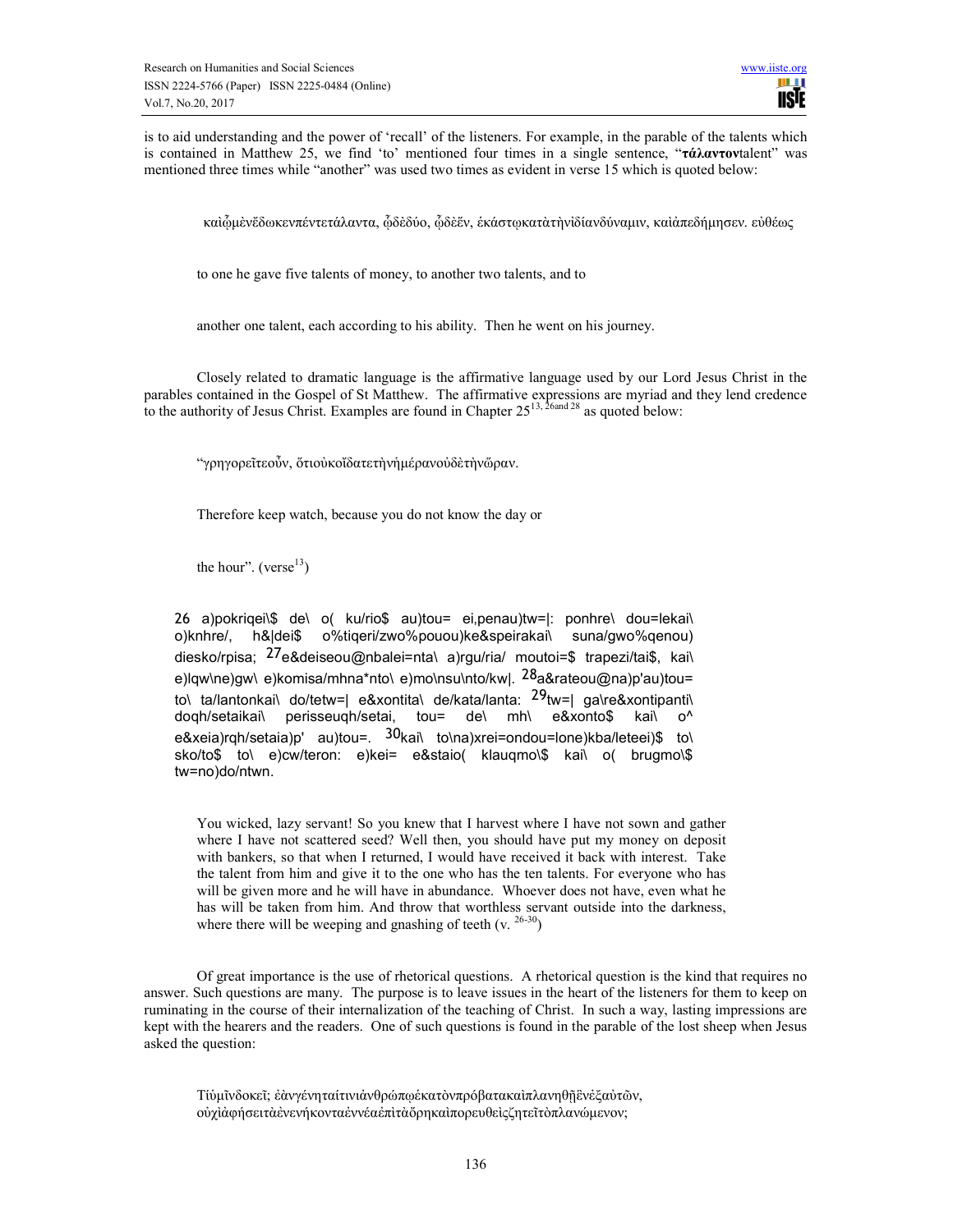is to aid understanding and the power of 'recall' of the listeners. For example, in the parable of the talents which is contained in Matthew 25, we find 'to' mentioned four times in a single sentence, "**τάλαντον**talent" was mentioned three times while "another" was used two times as evident in verse 15 which is quoted below:

καὶᾧμὲνἔδωκενπέντετάλαντα, ᾧδὲδύο, ᾧδὲἕν, ἑκάστῳκατὰτὴνἰδίανδύναμιν, καὶἀπεδήμησεν. εὐθέως

to one he gave five talents of money, to another two talents, and to

another one talent, each according to his ability. Then he went on his journey.

Closely related to dramatic language is the affirmative language used by our Lord Jesus Christ in the parables contained in the Gospel of St Matthew. The affirmative expressions are myriad and they lend credence to the authority of Jesus Christ. Examples are found in Chapter 25[13, 26and 28] as quoted below:

"γρηγορεῖτεοὖν, ὅτιοὐκοἴδατετὴνἡμέρανοὐδὲτὴνὥραν.

Therefore keep watch, because you do not know the day or

the hour". (verse[13])

26 a)pokriqei\$ de\ o( ku/rio$ au)tou= ei,penau)tw=|: ponhre\ dou=lekai\ o)knhre/, h&|dei$ o%tiqeri/zwo%pouou)ke&speirakai\ suna/gwo%qenou) diesko/rpisa; 27e&deiseou@nbalei=nta\ a)rgu/ria/ moutoi=$ trapezi/tai$, kai\ e)lqw\ne)gw\ e)komisa/mhna*nto\ e)mo\nsu\nto/kw|. 28a&rateou@na)p'au)tou= to\ ta/lantonkai\ do/tetw=| e&xontita\ de/kata/lanta: 29tw=| ga\re&xontipanti\ doqh/setaikai\ perisseuqh/setai, tou= de\ mh\ e&xonto$ kai\ o^ e&xeia)rqh/setaia)p' au)tou=. 30kai\ to\na)xrei=ondou=lone)kba/leteei)$ to\ sko/to$ to\ e)cw/teron: e)kei= e&staio( klauqmo\$ kai\ o( brugmo\$ tw=no)do/ntwn.

You wicked, lazy servant! So you knew that I harvest where I have not sown and gather where I have not scattered seed? Well then, you should have put my money on deposit with bankers, so that when I returned, I would have received it back with interest. Take the talent from him and give it to the one who has the ten talents. For everyone who has will be given more and he will have in abundance. Whoever does not have, even what he has will be taken from him. And throw that worthless servant outside into the darkness, where there will be weeping and gnashing of teeth (v. [26-30])

Of great importance is the use of rhetorical questions. A rhetorical question is the kind that requires no answer. Such questions are many. The purpose is to leave issues in the heart of the listeners for them to keep on ruminating in the course of their internalization of the teaching of Christ. In such a way, lasting impressions are kept with the hearers and the readers. One of such questions is found in the parable of the lost sheep when Jesus asked the question:

Τίὑμῖνδοκεῖ; ἐὰνγένηταίτινιἀνθρώπῳἑκατὸνπρόβατακαὶπλανηθῇἓνἐξαὐτῶν, οὐχὶἀφήσειτὰἐνενήκονταἐννέαἐπὶτὰὄρηκαὶπορευθεὶςζητεῖτὸπλανώμενον;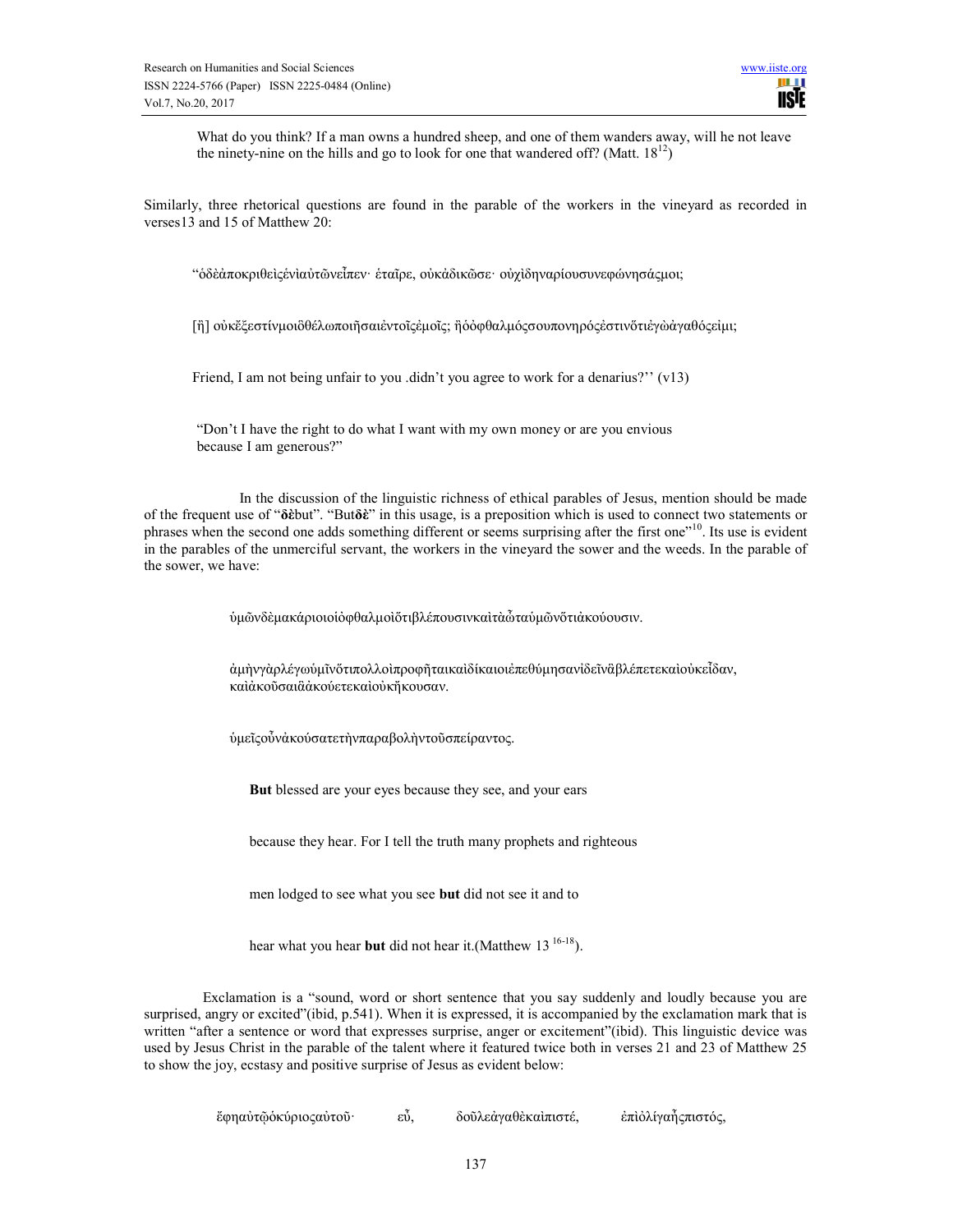What do you think? If a man owns a hundred sheep, and one of them wanders away, will he not leave the ninety-nine on the hills and go to look for one that wandered off? (Matt. 18[12])

Similarly, three rhetorical questions are found in the parable of the workers in the vineyard as recorded in verses13 and 15 of Matthew 20:

"ὁδὲἀποκριθεὶςἑνὶαὐτῶνεἶπεν· ἑταῖρε, οὐκἀδικῶσε· οὐχὶδηναρίουσυνεφώνησάςμοι;

[ἢ] οὐκἔξεστίνμοιὃθέλωποιῆσαιἐντοῖςἐμοῖς; ἢὁὀφθαλμόςσουπονηρόςἐστινὅτιἐγὼἀγαθόςεἰμι;

Friend, I am not being unfair to you .didn't you agree to work for a denarius?'' (v13)

"Don't I have the right to do what I want with my own money or are you envious because I am generous?"

In the discussion of the linguistic richness of ethical parables of Jesus, mention should be made of the frequent use of "**δὲ**but". "But**δὲ**" in this usage, is a preposition which is used to connect two statements or phrases when the second one adds something different or seems surprising after the first one"[10]. Its use is evident in the parables of the unmerciful servant, the workers in the vineyard the sower and the weeds. In the parable of the sower, we have:

ὑμῶνδὲμακάριοιοἱὀφθαλμοὶὅτιβλέπουσινκαὶτὰὦταὑμῶνὅτιἀκούουσιν.

ἀμὴνγὰρλέγωὑμῖνὅτιπολλοὶπροφῆταικαὶδίκαιοιἐπεθύμησανἰδεῖνἃβλέπετεκαὶοὐκεἶδαν, καὶἀκοῦσαιἃἀκούετεκαὶοὐκἤκουσαν.

ὑμεῖςοὖνἀκούσατετὴνπαραβολὴντοῦσπείραντος.

**But** blessed are your eyes because they see, and your ears

because they hear. For I tell the truth many prophets and righteous

men lodged to see what you see **but** did not see it and to

hear what you hear **but** did not hear it.(Matthew 13 [16-18]).

Exclamation is a "sound, word or short sentence that you say suddenly and loudly because you are surprised, angry or excited"(ibid, p.541). When it is expressed, it is accompanied by the exclamation mark that is written "after a sentence or word that expresses surprise, anger or excitement"(ibid). This linguistic device was used by Jesus Christ in the parable of the talent where it featured twice both in verses 21 and 23 of Matthew 25 to show the joy, ecstasy and positive surprise of Jesus as evident below:

ἔφηαὐτῷὁκύριοςαὐτοῦ· εὖ, δοῦλεἀγαθὲκαὶπιστέ, ἐπὶὀλίγαἦςπιστός,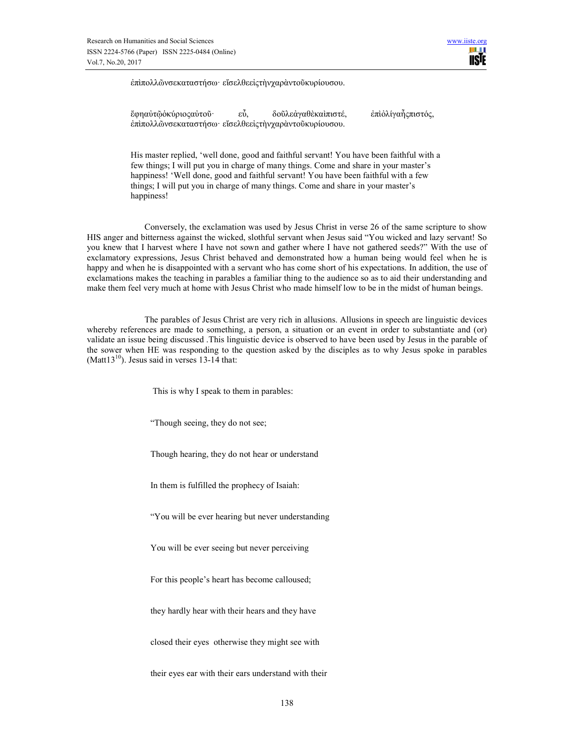ἐπὶπολλῶνσεκαταστήσω· εἴσελθεεἰςτὴνχαρὰντοῦκυρίουσου.

ἔφηαὐτῷὁκύριοςαὐτοῦ· εὖ, δοῦλεἀγαθὲκαὶπιστέ, ἐπὶὀλίγαἦςπιστός, ἐπὶπολλῶνσεκαταστήσω· εἴσελθεεἰςτὴνχαρὰντοῦκυρίουσου.

> His master replied, 'well done, good and faithful servant! You have been faithful with a few things; I will put you in charge of many things. Come and share in your master's happiness! 'Well done, good and faithful servant! You have been faithful with a few things; I will put you in charge of many things. Come and share in your master's happiness!

Conversely, the exclamation was used by Jesus Christ in verse 26 of the same scripture to show HIS anger and bitterness against the wicked, slothful servant when Jesus said "You wicked and lazy servant! So you knew that I harvest where I have not sown and gather where I have not gathered seeds?" With the use of exclamatory expressions, Jesus Christ behaved and demonstrated how a human being would feel when he is happy and when he is disappointed with a servant who has come short of his expectations. In addition, the use of exclamations makes the teaching in parables a familiar thing to the audience so as to aid their understanding and make them feel very much at home with Jesus Christ who made himself low to be in the midst of human beings.

The parables of Jesus Christ are very rich in allusions. Allusions in speech are linguistic devices whereby references are made to something, a person, a situation or an event in order to substantiate and (or) validate an issue being discussed .This linguistic device is observed to have been used by Jesus in the parable of the sower when HE was responding to the question asked by the disciples as to why Jesus spoke in parables (Matt13[10]). Jesus said in verses 13-14 that:

> This is why I speak to them in parables:
>
> "Though seeing, they do not see;
>
> Though hearing, they do not hear or understand
>
> In them is fulfilled the prophecy of Isaiah:
>
> "You will be ever hearing but never understanding
>
> You will be ever seeing but never perceiving
>
> For this people's heart has become calloused;
>
> they hardly hear with their hears and they have
>
> closed their eyes otherwise they might see with
>
> their eyes ear with their ears understand with their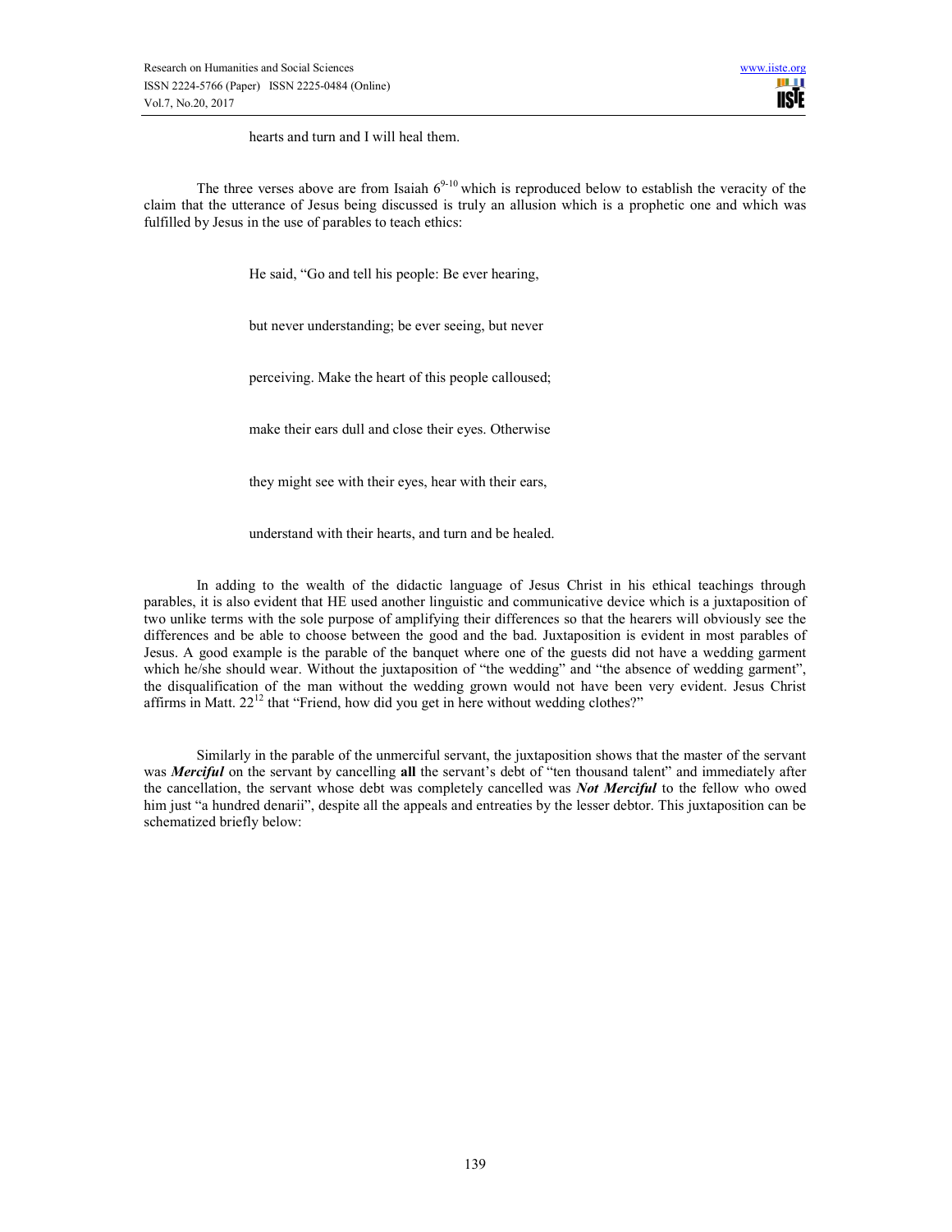hearts and turn and I will heal them.

The three verses above are from Isaiah $6^{9-10}$ which is reproduced below to establish the veracity of the claim that the utterance of Jesus being discussed is truly an allusion which is a prophetic one and which was fulfilled by Jesus in the use of parables to teach ethics:

> He said, "Go and tell his people: Be ever hearing,
>
> but never understanding; be ever seeing, but never
>
> perceiving. Make the heart of this people calloused;
>
> make their ears dull and close their eyes. Otherwise
>
> they might see with their eyes, hear with their ears,
>
> understand with their hearts, and turn and be healed.

In adding to the wealth of the didactic language of Jesus Christ in his ethical teachings through parables, it is also evident that HE used another linguistic and communicative device which is a juxtaposition of two unlike terms with the sole purpose of amplifying their differences so that the hearers will obviously see the differences and be able to choose between the good and the bad. Juxtaposition is evident in most parables of Jesus. A good example is the parable of the banquet where one of the guests did not have a wedding garment which he/she should wear. Without the juxtaposition of "the wedding" and "the absence of wedding garment", the disqualification of the man without the wedding grown would not have been very evident. Jesus Christ affirms in Matt. $22^{12}$ that "Friend, how did you get in here without wedding clothes?"

Similarly in the parable of the unmerciful servant, the juxtaposition shows that the master of the servant was ***Merciful*** on the servant by cancelling **all** the servant's debt of "ten thousand talent" and immediately after the cancellation, the servant whose debt was completely cancelled was ***Not Merciful*** to the fellow who owed him just "a hundred denarii", despite all the appeals and entreaties by the lesser debtor. This juxtaposition can be schematized briefly below: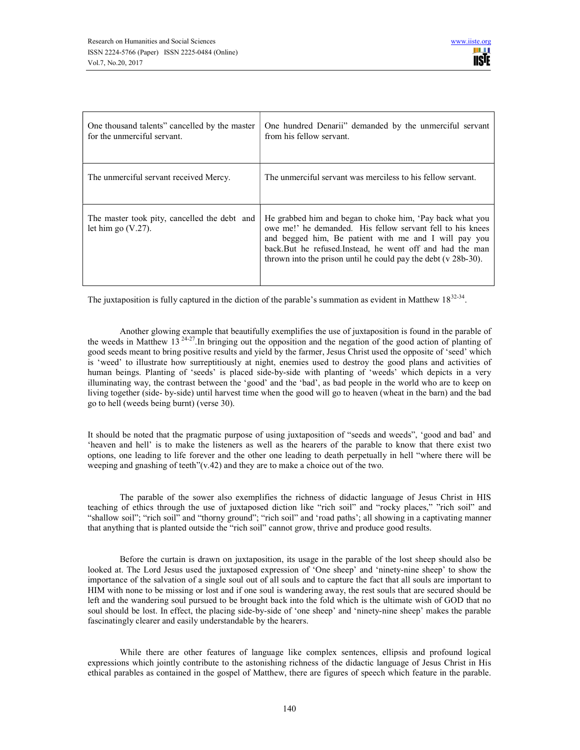| One thousand talents" cancelled by the master for the unmerciful servant. | One hundred Denarii" demanded by the unmerciful servant from his fellow servant. |
|---|---|
| The unmerciful servant received Mercy. | The unmerciful servant was merciless to his fellow servant. |
| The master took pity, cancelled the debt and let him go (V.27). | He grabbed him and began to choke him, 'Pay back what you owe me!' he demanded. His fellow servant fell to his knees and begged him, Be patient with me and I will pay you back.But he refused.Instead, he went off and had the man thrown into the prison until he could pay the debt (v 28b-30). |

The juxtaposition is fully captured in the diction of the parable's summation as evident in Matthew 18[32-34].

Another glowing example that beautifully exemplifies the use of juxtaposition is found in the parable of the weeds in Matthew 13 [24-27].In bringing out the opposition and the negation of the good action of planting of good seeds meant to bring positive results and yield by the farmer, Jesus Christ used the opposite of 'seed' which is 'weed' to illustrate how surreptitiously at night, enemies used to destroy the good plans and activities of human beings. Planting of 'seeds' is placed side-by-side with planting of 'weeds' which depicts in a very illuminating way, the contrast between the 'good' and the 'bad', as bad people in the world who are to keep on living together (side- by-side) until harvest time when the good will go to heaven (wheat in the barn) and the bad go to hell (weeds being burnt) (verse 30).

It should be noted that the pragmatic purpose of using juxtaposition of "seeds and weeds", 'good and bad' and 'heaven and hell' is to make the listeners as well as the hearers of the parable to know that there exist two options, one leading to life forever and the other one leading to death perpetually in hell "where there will be weeping and gnashing of teeth"(v.42) and they are to make a choice out of the two.

The parable of the sower also exemplifies the richness of didactic language of Jesus Christ in HIS teaching of ethics through the use of juxtaposed diction like "rich soil" and "rocky places," "rich soil" and "shallow soil"; "rich soil" and "thorny ground"; "rich soil" and 'road paths'; all showing in a captivating manner that anything that is planted outside the "rich soil" cannot grow, thrive and produce good results.

Before the curtain is drawn on juxtaposition, its usage in the parable of the lost sheep should also be looked at. The Lord Jesus used the juxtaposed expression of 'One sheep' and 'ninety-nine sheep' to show the importance of the salvation of a single soul out of all souls and to capture the fact that all souls are important to HIM with none to be missing or lost and if one soul is wandering away, the rest souls that are secured should be left and the wandering soul pursued to be brought back into the fold which is the ultimate wish of GOD that no soul should be lost. In effect, the placing side-by-side of 'one sheep' and 'ninety-nine sheep' makes the parable fascinatingly clearer and easily understandable by the hearers.

While there are other features of language like complex sentences, ellipsis and profound logical expressions which jointly contribute to the astonishing richness of the didactic language of Jesus Christ in His ethical parables as contained in the gospel of Matthew, there are figures of speech which feature in the parable.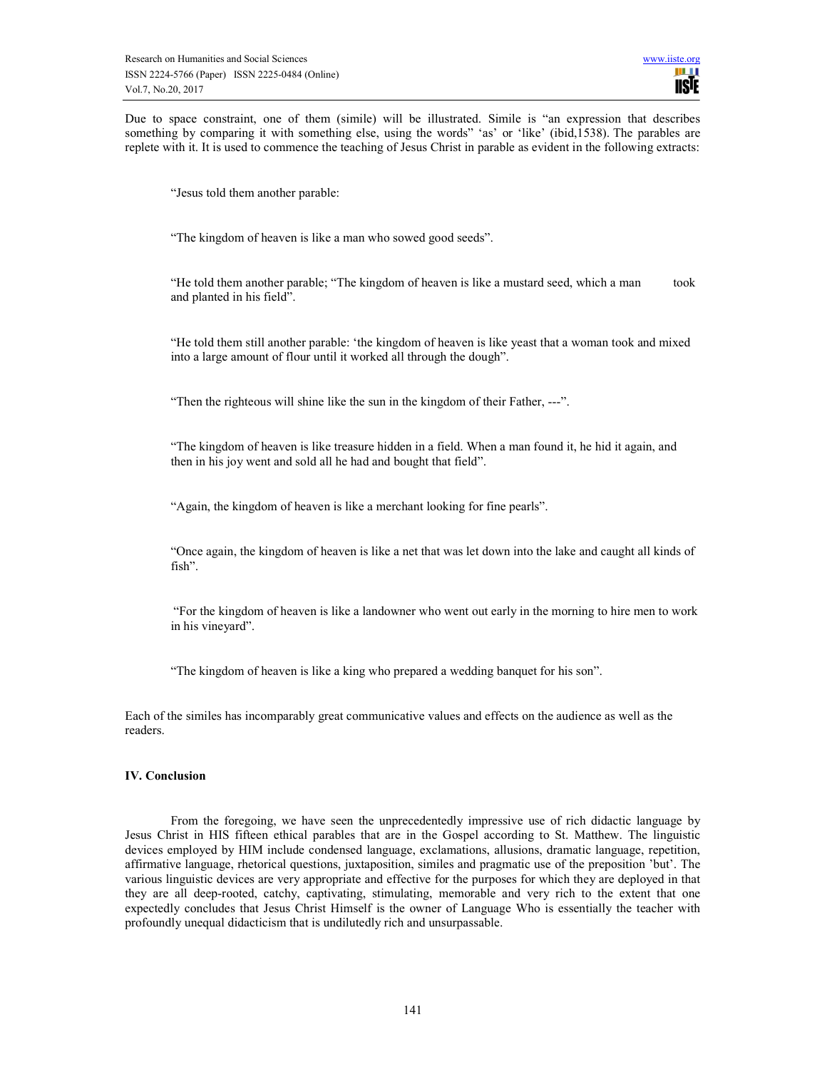Due to space constraint, one of them (simile) will be illustrated. Simile is "an expression that describes something by comparing it with something else, using the words" 'as' or 'like' (ibid,1538). The parables are replete with it. It is used to commence the teaching of Jesus Christ in parable as evident in the following extracts:

> "Jesus told them another parable:
>
> "The kingdom of heaven is like a man who sowed good seeds".
>
> "He told them another parable; "The kingdom of heaven is like a mustard seed, which a man took and planted in his field".
>
> "He told them still another parable: 'the kingdom of heaven is like yeast that a woman took and mixed into a large amount of flour until it worked all through the dough".
>
> "Then the righteous will shine like the sun in the kingdom of their Father, ---".
>
> "The kingdom of heaven is like treasure hidden in a field. When a man found it, he hid it again, and then in his joy went and sold all he had and bought that field".
>
> "Again, the kingdom of heaven is like a merchant looking for fine pearls".
>
> "Once again, the kingdom of heaven is like a net that was let down into the lake and caught all kinds of fish".
>
> "For the kingdom of heaven is like a landowner who went out early in the morning to hire men to work in his vineyard".
>
> "The kingdom of heaven is like a king who prepared a wedding banquet for his son".

Each of the similes has incomparably great communicative values and effects on the audience as well as the readers.

### IV. Conclusion

From the foregoing, we have seen the unprecedentedly impressive use of rich didactic language by Jesus Christ in HIS fifteen ethical parables that are in the Gospel according to St. Matthew. The linguistic devices employed by HIM include condensed language, exclamations, allusions, dramatic language, repetition, affirmative language, rhetorical questions, juxtaposition, similes and pragmatic use of the preposition 'but'. The various linguistic devices are very appropriate and effective for the purposes for which they are deployed in that they are all deep-rooted, catchy, captivating, stimulating, memorable and very rich to the extent that one expectedly concludes that Jesus Christ Himself is the owner of Language Who is essentially the teacher with profoundly unequal didacticism that is undilutedly rich and unsurpassable.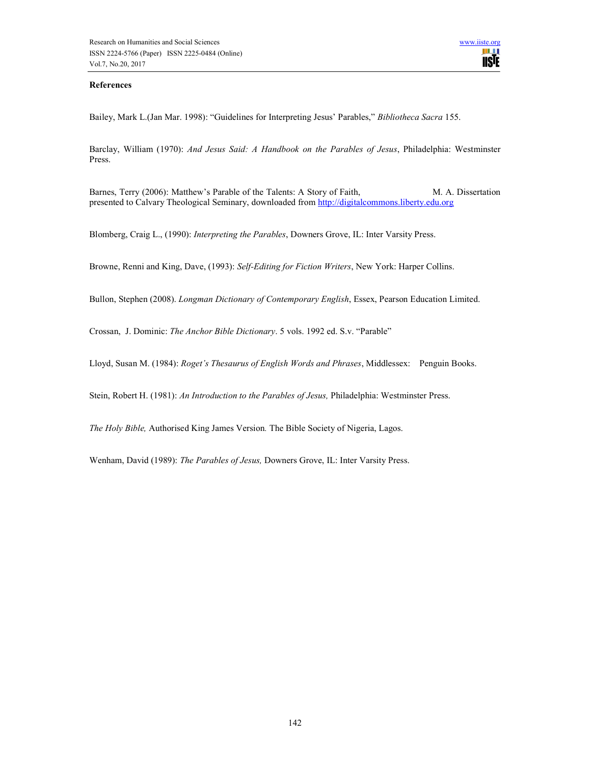**References**

Bailey, Mark L.(Jan Mar. 1998): "Guidelines for Interpreting Jesus' Parables," *Bibliotheca Sacra* 155.

Barclay, William (1970): *And Jesus Said: A Handbook on the Parables of Jesus*, Philadelphia: Westminster Press.

Barnes, Terry (2006): Matthew's Parable of the Talents: A Story of Faith, M. A. Dissertation presented to Calvary Theological Seminary, downloaded from http://digitalcommons.liberty.edu.org

Blomberg, Craig L., (1990): *Interpreting the Parables*, Downers Grove, IL: Inter Varsity Press.

Browne, Renni and King, Dave, (1993): *Self-Editing for Fiction Writers*, New York: Harper Collins.

Bullon, Stephen (2008). *Longman Dictionary of Contemporary English*, Essex, Pearson Education Limited.

Crossan, J. Dominic: *The Anchor Bible Dictionary*. 5 vols. 1992 ed. S.v. "Parable"

Lloyd, Susan M. (1984): *Roget's Thesaurus of English Words and Phrases*, Middlessex: Penguin Books.

Stein, Robert H. (1981): *An Introduction to the Parables of Jesus,* Philadelphia: Westminster Press.

*The Holy Bible,* Authorised King James Version*.* The Bible Society of Nigeria, Lagos.

Wenham, David (1989): *The Parables of Jesus,* Downers Grove, IL: Inter Varsity Press.